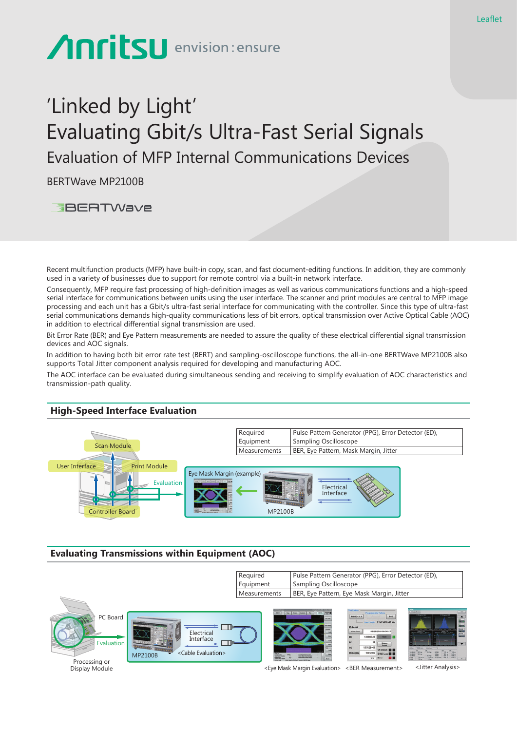Leaflet

# 'Linked by Light'
# Evaluating Gbit/s Ultra-Fast Serial Signals
## Evaluation of MFP Internal Communications Devices

BERTWave MP2100B

Recent multifunction products (MFP) have built-in copy, scan, and fast document-editing functions. In addition, they are commonly used in a variety of businesses due to support for remote control via a built-in network interface.

Consequently, MFP require fast processing of high-definition images as well as various communications functions and a high-speed serial interface for communications between units using the user interface. The scanner and print modules are central to MFP image processing and each unit has a Gbit/s ultra-fast serial interface for communicating with the controller. Since this type of ultra-fast serial communications demands high-quality communications less of bit errors, optical transmission over Active Optical Cable (AOC) in addition to electrical differential signal transmission are used.

Bit Error Rate (BER) and Eye Pattern measurements are needed to assure the quality of these electrical differential signal transmission devices and AOC signals.

In addition to having both bit error rate test (BERT) and sampling-oscilloscope functions, the all-in-one BERTWave MP2100B also supports Total Jitter component analysis required for developing and manufacturing AOC.

The AOC interface can be evaluated during simultaneous sending and receiving to simplify evaluation of AOC characteristics and transmission-path quality.

## High-Speed Interface Evaluation

| Required Equipment | Pulse Pattern Generator (PPG), Error Detector (ED), Sampling Oscilloscope |
|---|---|
| Measurements | BER, Eye Pattern, Mask Margin, Jitter |

Scan Module, User Interface, Print Module, Controller Board, Evaluation

Eye Mask Margin (example), MP2100B, Electrical Interface

## Evaluating Transmissions within Equipment (AOC)

| Required Equipment | Pulse Pattern Generator (PPG), Error Detector (ED), Sampling Oscilloscope |
|---|---|
| Measurements | BER, Eye Pattern, Eye Mask Margin, Jitter |

PC Board, Evaluation, Processing or Display Module

MP2100B, Electrical Interface, <Cable Evaluation>

<Eye Mask Margin Evaluation> <BER Measurement> <Jitter Analysis>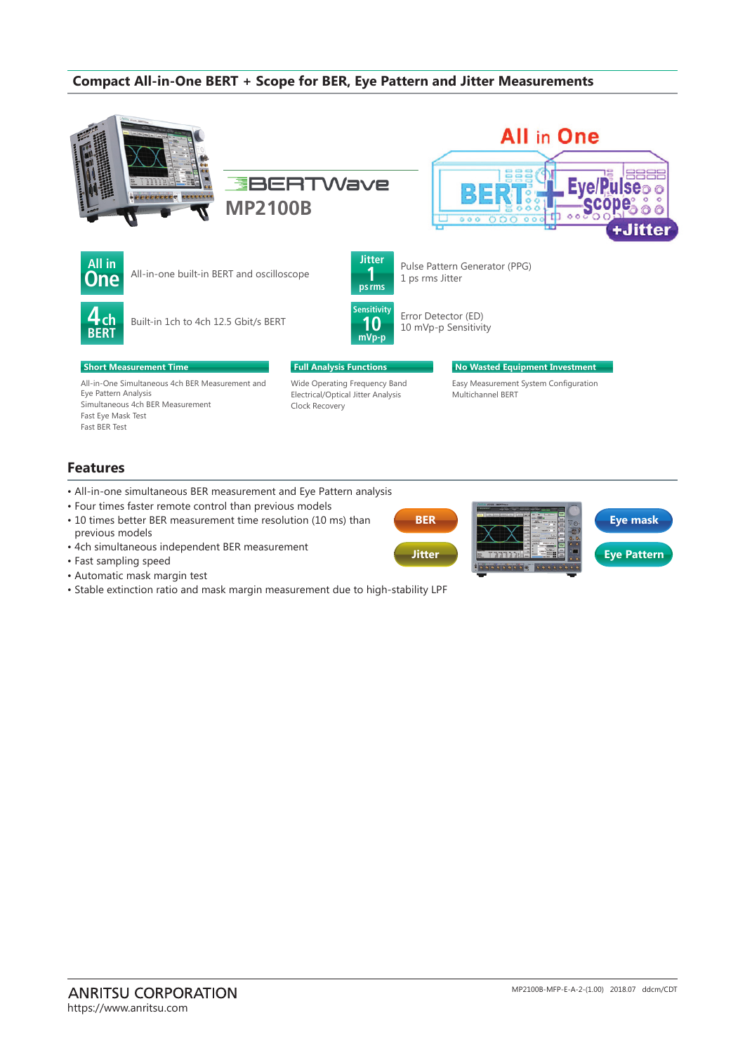## Compact All-in-One BERT + Scope for BER, Eye Pattern and Jitter Measurements

BERTWave

MP2100B

All in One

BERT + Eye/Pulse Scope +Jitter

**All in One** — All-in-one built-in BERT and oscilloscope

**4ch BERT** — Built-in 1ch to 4ch 12.5 Gbit/s BERT

**Jitter 1 ps rms** — Pulse Pattern Generator (PPG)
1 ps rms Jitter

**Sensitivity 10 mVp-p** — Error Detector (ED)
10 mVp-p Sensitivity

**Short Measurement Time**

All-in-One Simultaneous 4ch BER Measurement and Eye Pattern Analysis
Simultaneous 4ch BER Measurement
Fast Eye Mask Test
Fast BER Test

**Full Analysis Functions**

Wide Operating Frequency Band
Electrical/Optical Jitter Analysis
Clock Recovery

**No Wasted Equipment Investment**

Easy Measurement System Configuration
Multichannel BERT

## Features

- All-in-one simultaneous BER measurement and Eye Pattern analysis
- Four times faster remote control than previous models
- 10 times better BER measurement time resolution (10 ms) than previous models
- 4ch simultaneous independent BER measurement
- Fast sampling speed
- Automatic mask margin test
- Stable extinction ratio and mask margin measurement due to high-stability LPF

BER

Jitter

Eye mask

Eye Pattern

ANRITSU CORPORATION
https://www.anritsu.com

MP2100B-MFP-E-A-2-(1.00) 2018.07 ddcm/CDT